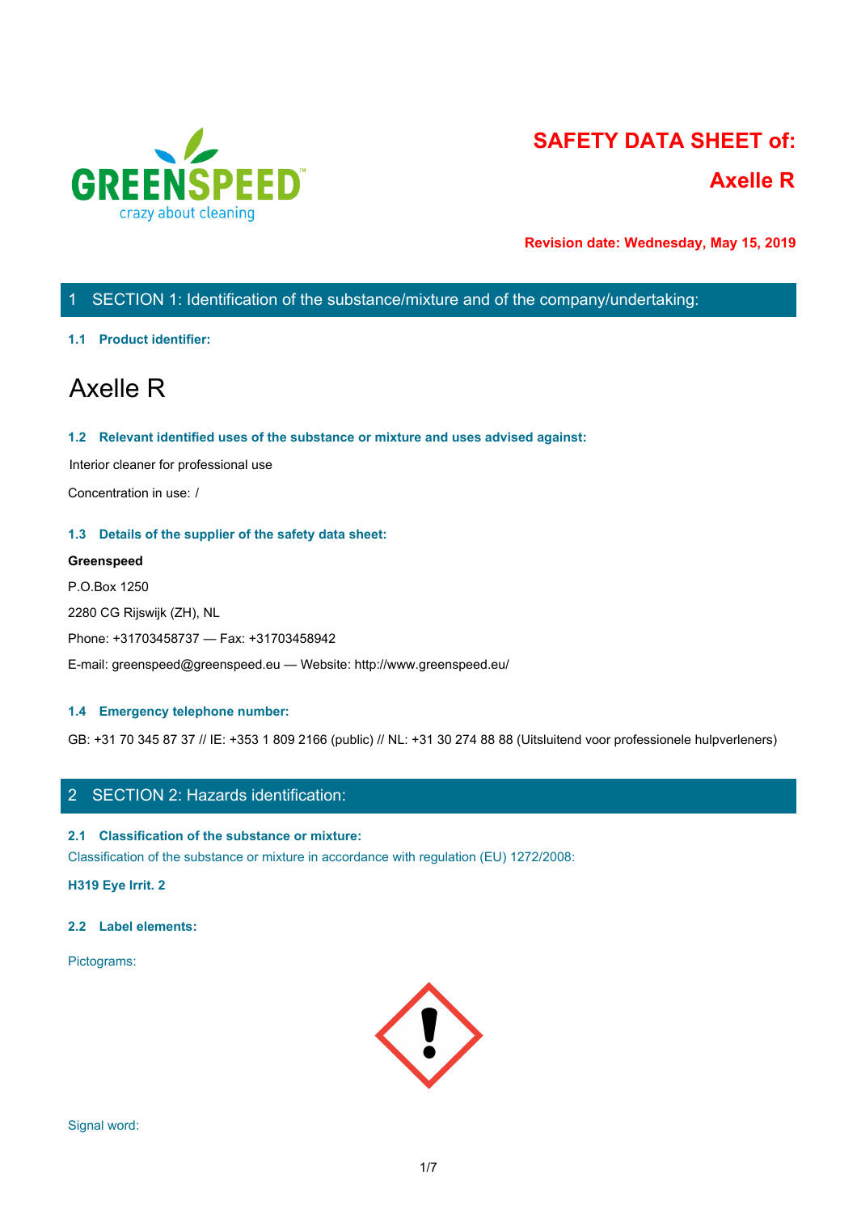# SAFETY DATA SHEET of:

# Axelle R

**Revision date: Wednesday, May 15, 2019**

## 1 SECTION 1: Identification of the substance/mixture and of the company/undertaking:

### 1.1 Product identifier:

# Axelle R

### 1.2 Relevant identified uses of the substance or mixture and uses advised against:

Interior cleaner for professional use

Concentration in use: /

### 1.3 Details of the supplier of the safety data sheet:

**Greenspeed**

P.O.Box 1250

2280 CG Rijswijk (ZH), NL

Phone: +31703458737 — Fax: +31703458942

E-mail: greenspeed@greenspeed.eu — Website: http://www.greenspeed.eu/

### 1.4 Emergency telephone number:

GB: +31 70 345 87 37 // IE: +353 1 809 2166 (public) // NL: +31 30 274 88 88 (Uitsluitend voor professionele hulpverleners)

## 2 SECTION 2: Hazards identification:

### 2.1 Classification of the substance or mixture:

Classification of the substance or mixture in accordance with regulation (EU) 1272/2008:

**H319 Eye Irrit. 2**

### 2.2 Label elements:

Pictograms:

Signal word: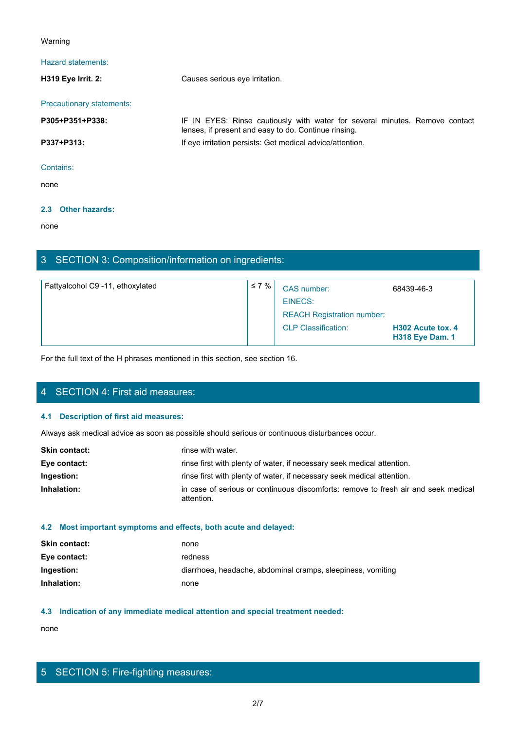Warning

Hazard statements:

| | |
|---|---|
| **H319 Eye Irrit. 2:** | Causes serious eye irritation. |

Precautionary statements:

| | |
|---|---|
| **P305+P351+P338:** | IF IN EYES: Rinse cautiously with water for several minutes. Remove contact lenses, if present and easy to do. Continue rinsing. |
| **P337+P313:** | If eye irritation persists: Get medical advice/attention. |

Contains:

none

### 2.3 Other hazards:

none

## 3 SECTION 3: Composition/information on ingredients:

| Fattyalcohol C9 -11, ethoxylated | ≤ 7 % | CAS number: | 68439-46-3 |
|---|---|---|---|
| | | EINECS: | |
| | | REACH Registration number: | |
| | | CLP Classification: | **H302 Acute tox. 4**<br>**H318 Eye Dam. 1** |

For the full text of the H phrases mentioned in this section, see section 16.

## 4 SECTION 4: First aid measures:

### 4.1 Description of first aid measures:

Always ask medical advice as soon as possible should serious or continuous disturbances occur.

| | |
|---|---|
| **Skin contact:** | rinse with water. |
| **Eye contact:** | rinse first with plenty of water, if necessary seek medical attention. |
| **Ingestion:** | rinse first with plenty of water, if necessary seek medical attention. |
| **Inhalation:** | in case of serious or continuous discomforts: remove to fresh air and seek medical attention. |

### 4.2 Most important symptoms and effects, both acute and delayed:

| | |
|---|---|
| **Skin contact:** | none |
| **Eye contact:** | redness |
| **Ingestion:** | diarrhoea, headache, abdominal cramps, sleepiness, vomiting |
| **Inhalation:** | none |

### 4.3 Indication of any immediate medical attention and special treatment needed:

none

## 5 SECTION 5: Fire-fighting measures: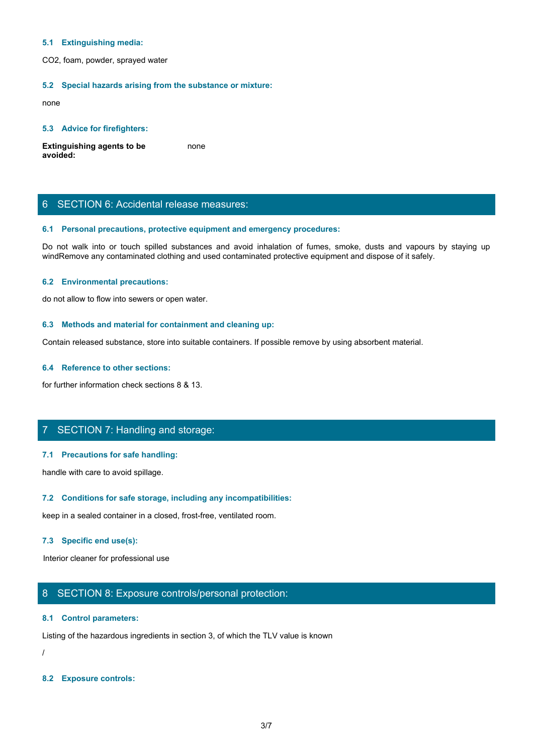### 5.1 Extinguishing media:

$CO_2$, foam, powder, sprayed water

### 5.2 Special hazards arising from the substance or mixture:

none

### 5.3 Advice for firefighters:

**Extinguishing agents to be avoided:** none

## 6 SECTION 6: Accidental release measures:

### 6.1 Personal precautions, protective equipment and emergency procedures:

Do not walk into or touch spilled substances and avoid inhalation of fumes, smoke, dusts and vapours by staying up windRemove any contaminated clothing and used contaminated protective equipment and dispose of it safely.

### 6.2 Environmental precautions:

do not allow to flow into sewers or open water.

### 6.3 Methods and material for containment and cleaning up:

Contain released substance, store into suitable containers. If possible remove by using absorbent material.

### 6.4 Reference to other sections:

for further information check sections 8 & 13.

## 7 SECTION 7: Handling and storage:

### 7.1 Precautions for safe handling:

handle with care to avoid spillage.

### 7.2 Conditions for safe storage, including any incompatibilities:

keep in a sealed container in a closed, frost-free, ventilated room.

### 7.3 Specific end use(s):

Interior cleaner for professional use

## 8 SECTION 8: Exposure controls/personal protection:

### 8.1 Control parameters:

Listing of the hazardous ingredients in section 3, of which the TLV value is known

/

### 8.2 Exposure controls: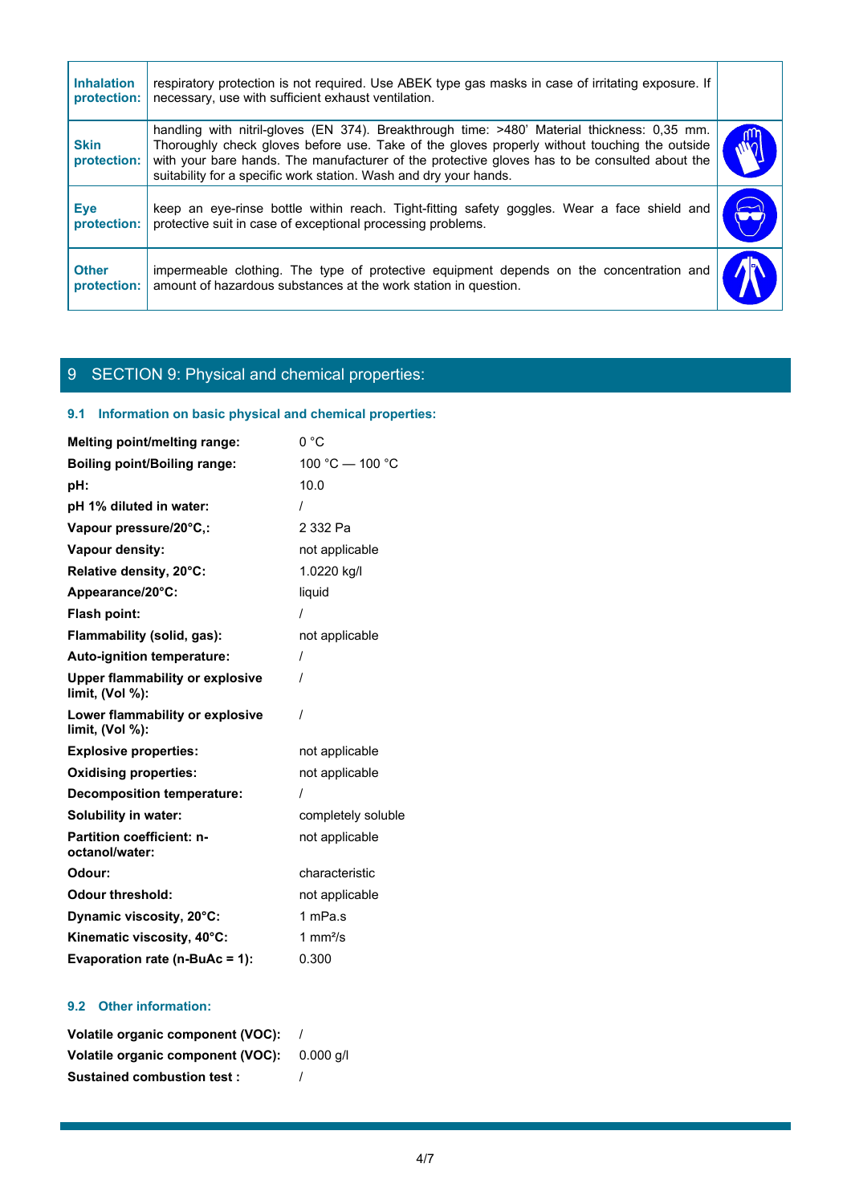| | | |
|---|---|---|
| **Inhalation protection:** | respiratory protection is not required. Use ABEK type gas masks in case of irritating exposure. If necessary, use with sufficient exhaust ventilation. | |
| **Skin protection:** | handling with nitril-gloves (EN 374). Breakthrough time: >480' Material thickness: 0,35 mm. Thoroughly check gloves before use. Take of the gloves properly without touching the outside with your bare hands. The manufacturer of the protective gloves has to be consulted about the suitability for a specific work station. Wash and dry your hands. | |
| **Eye protection:** | keep an eye-rinse bottle within reach. Tight-fitting safety goggles. Wear a face shield and protective suit in case of exceptional processing problems. | |
| **Other protection:** | impermeable clothing. The type of protective equipment depends on the concentration and amount of hazardous substances at the work station in question. | |

# 9 SECTION 9: Physical and chemical properties:

## 9.1 Information on basic physical and chemical properties:

| | |
|---|---|
| **Melting point/melting range:** | 0 °C |
| **Boiling point/Boiling range:** | 100 °C — 100 °C |
| **pH:** | 10.0 |
| **pH 1% diluted in water:** | / |
| **Vapour pressure/20°C,:** | 2 332 Pa |
| **Vapour density:** | not applicable |
| **Relative density, 20°C:** | 1.0220 kg/l |
| **Appearance/20°C:** | liquid |
| **Flash point:** | / |
| **Flammability (solid, gas):** | not applicable |
| **Auto-ignition temperature:** | / |
| **Upper flammability or explosive limit, (Vol %):** | / |
| **Lower flammability or explosive limit, (Vol %):** | / |
| **Explosive properties:** | not applicable |
| **Oxidising properties:** | not applicable |
| **Decomposition temperature:** | / |
| **Solubility in water:** | completely soluble |
| **Partition coefficient: n-octanol/water:** | not applicable |
| **Odour:** | characteristic |
| **Odour threshold:** | not applicable |
| **Dynamic viscosity, 20°C:** | 1 mPa.s |
| **Kinematic viscosity, 40°C:** | 1 mm²/s |
| **Evaporation rate (n-BuAc = 1):** | 0.300 |

## 9.2 Other information:

| | |
|---|---|
| **Volatile organic component (VOC):** | / |
| **Volatile organic component (VOC):** | 0.000 g/l |
| **Sustained combustion test :** | / |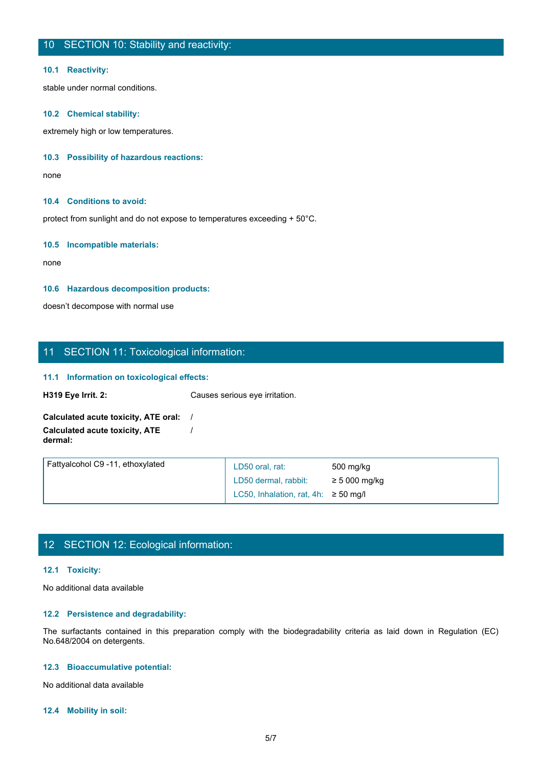## 10 SECTION 10: Stability and reactivity:

### 10.1 Reactivity:

stable under normal conditions.

### 10.2 Chemical stability:

extremely high or low temperatures.

### 10.3 Possibility of hazardous reactions:

none

### 10.4 Conditions to avoid:

protect from sunlight and do not expose to temperatures exceeding + 50°C.

### 10.5 Incompatible materials:

none

### 10.6 Hazardous decomposition products:

doesn't decompose with normal use

## 11 SECTION 11: Toxicological information:

### 11.1 Information on toxicological effects:

**H319 Eye Irrit. 2:** Causes serious eye irritation.

**Calculated acute toxicity, ATE oral:** /

**Calculated acute toxicity, ATE dermal:** /

| Substance | Test | Value |
|---|---|---|
| Fattyalcohol C9 -11, ethoxylated | LD50 oral, rat: | 500 mg/kg |
| | LD50 dermal, rabbit: | ≥ 5 000 mg/kg |
| | LC50, Inhalation, rat, 4h: | ≥ 50 mg/l |

## 12 SECTION 12: Ecological information:

### 12.1 Toxicity:

No additional data available

### 12.2 Persistence and degradability:

The surfactants contained in this preparation comply with the biodegradability criteria as laid down in Regulation (EC) No.648/2004 on detergents.

### 12.3 Bioaccumulative potential:

No additional data available

### 12.4 Mobility in soil: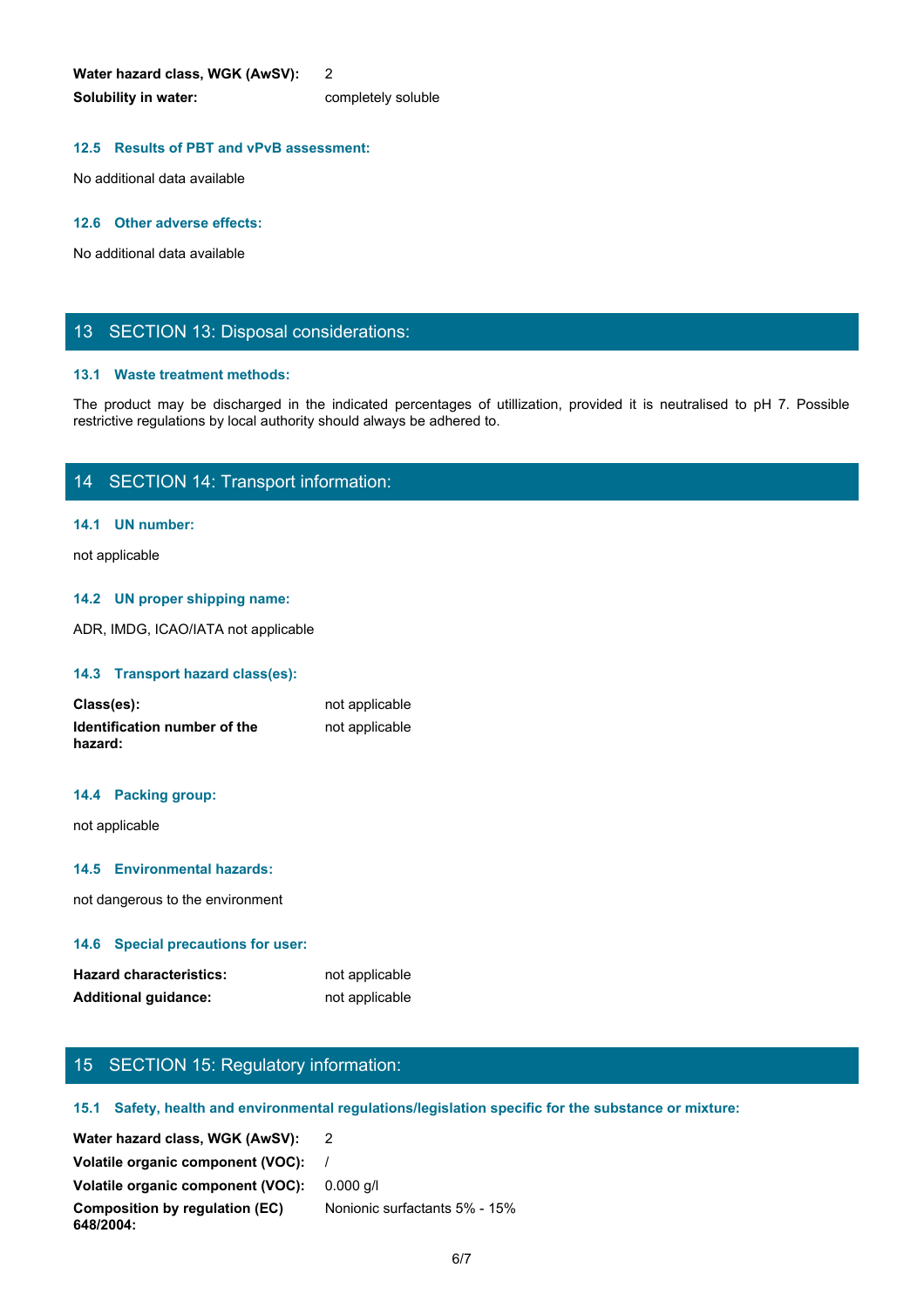**Water hazard class, WGK (AwSV):** 2

**Solubility in water:** completely soluble

### 12.5 Results of PBT and vPvB assessment:

No additional data available

### 12.6 Other adverse effects:

No additional data available

## 13 SECTION 13: Disposal considerations:

### 13.1 Waste treatment methods:

The product may be discharged in the indicated percentages of utillization, provided it is neutralised to pH 7. Possible restrictive regulations by local authority should always be adhered to.

## 14 SECTION 14: Transport information:

### 14.1 UN number:

not applicable

### 14.2 UN proper shipping name:

ADR, IMDG, ICAO/IATA not applicable

### 14.3 Transport hazard class(es):

**Class(es):** not applicable

**Identification number of the hazard:** not applicable

### 14.4 Packing group:

not applicable

### 14.5 Environmental hazards:

not dangerous to the environment

### 14.6 Special precautions for user:

**Hazard characteristics:** not applicable

**Additional guidance:** not applicable

## 15 SECTION 15: Regulatory information:

### 15.1 Safety, health and environmental regulations/legislation specific for the substance or mixture:

**Water hazard class, WGK (AwSV):** 2

**Volatile organic component (VOC):** /

**Volatile organic component (VOC):** 0.000 g/l

**Composition by regulation (EC) 648/2004:** Nonionic surfactants 5% - 15%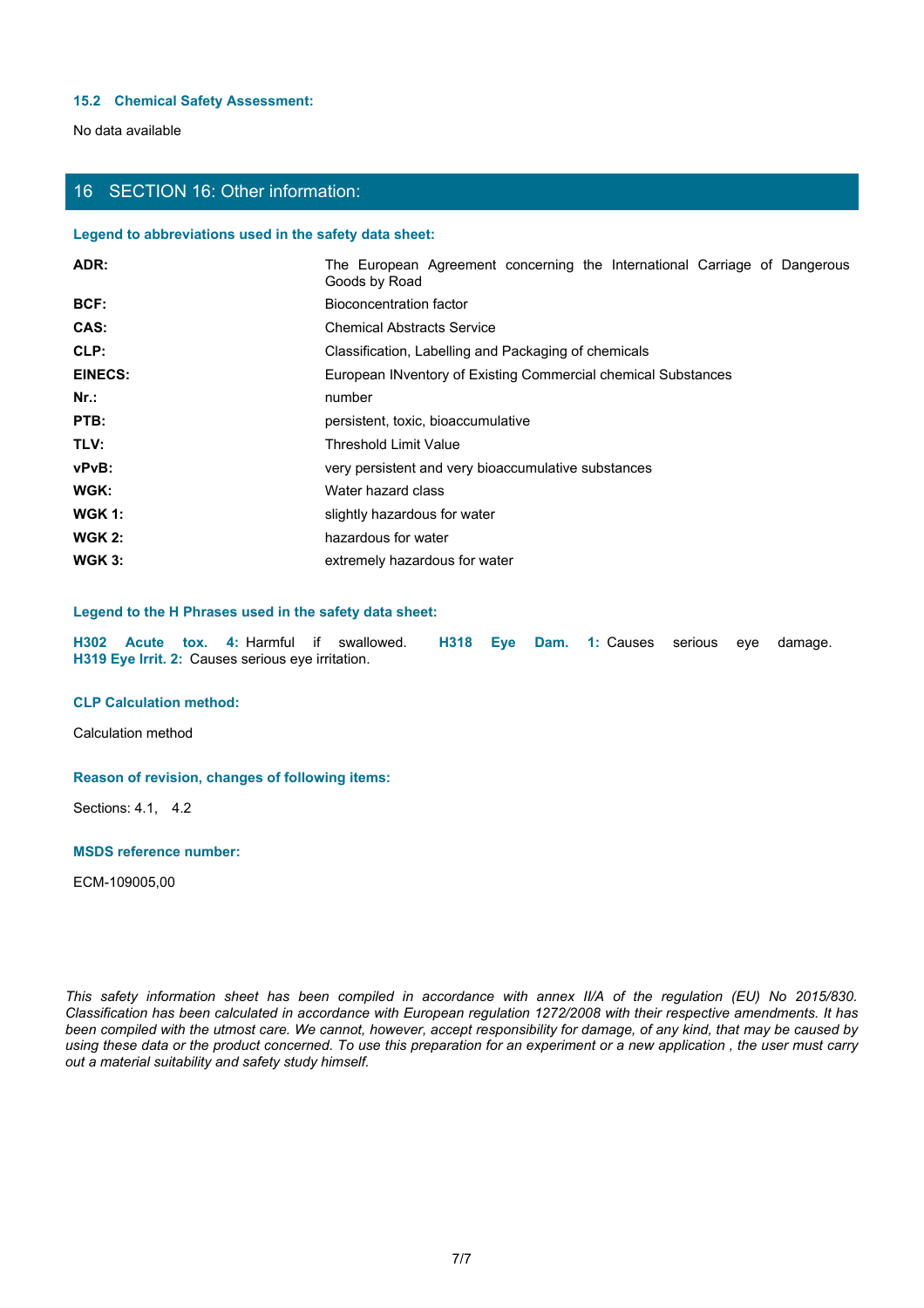### 15.2 Chemical Safety Assessment:

No data available

## 16 SECTION 16: Other information:

**Legend to abbreviations used in the safety data sheet:**

| | |
|---|---|
| **ADR:** | The European Agreement concerning the International Carriage of Dangerous Goods by Road |
| **BCF:** | Bioconcentration factor |
| **CAS:** | Chemical Abstracts Service |
| **CLP:** | Classification, Labelling and Packaging of chemicals |
| **EINECS:** | European INventory of Existing Commercial chemical Substances |
| **Nr.:** | number |
| **PTB:** | persistent, toxic, bioaccumulative |
| **TLV:** | Threshold Limit Value |
| **vPvB:** | very persistent and very bioaccumulative substances |
| **WGK:** | Water hazard class |
| **WGK 1:** | slightly hazardous for water |
| **WGK 2:** | hazardous for water |
| **WGK 3:** | extremely hazardous for water |

**Legend to the H Phrases used in the safety data sheet:**

**H302 Acute tox. 4:** Harmful if swallowed. **H318 Eye Dam. 1:** Causes serious eye damage. **H319 Eye Irrit. 2:** Causes serious eye irritation.

**CLP Calculation method:**

Calculation method

**Reason of revision, changes of following items:**

Sections: 4.1, 4.2

**MSDS reference number:**

ECM-109005,00

*This safety information sheet has been compiled in accordance with annex II/A of the regulation (EU) No 2015/830. Classification has been calculated in accordance with European regulation 1272/2008 with their respective amendments. It has been compiled with the utmost care. We cannot, however, accept responsibility for damage, of any kind, that may be caused by using these data or the product concerned. To use this preparation for an experiment or a new application , the user must carry out a material suitability and safety study himself.*